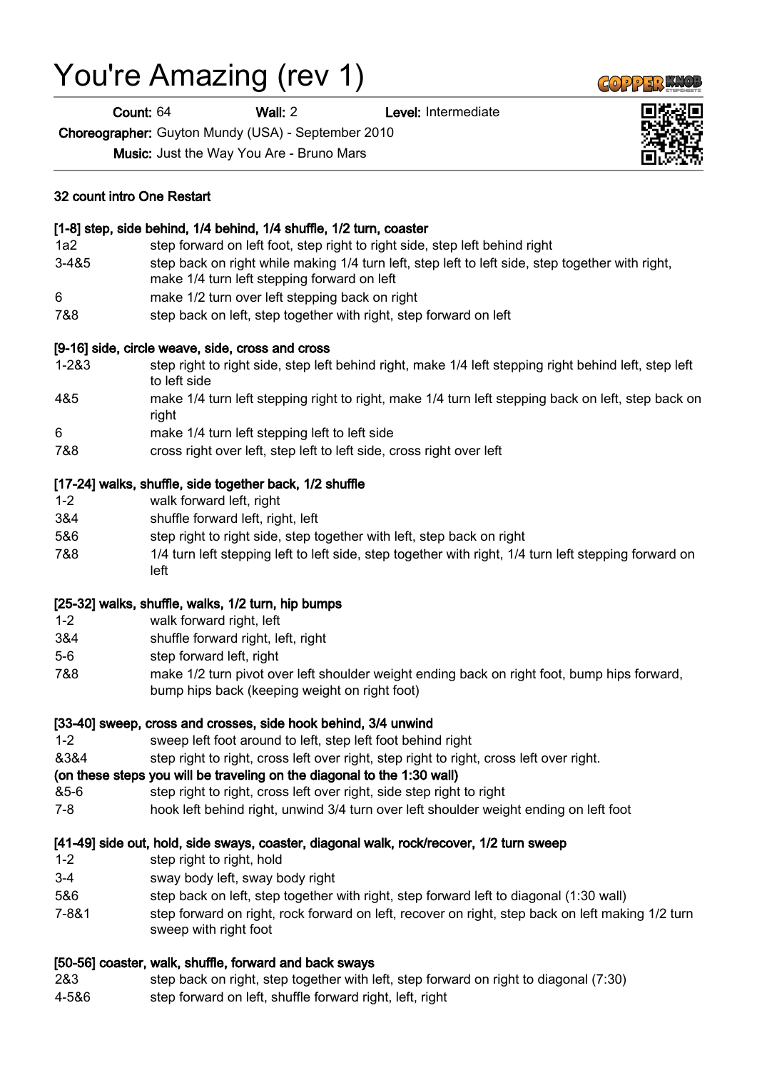# You're Amazing (rev 1)

**Count:** 64 **Wall:** 2 **Level:** Intermediate

**Choreographer:** Guyton Mundy (USA) - September 2010

**Music:** Just the Way You Are - Bruno Mars

**32 count intro One Restart**

**[1-8] step, side behind, 1/4 behind, 1/4 shuffle, 1/2 turn, coaster**

| | |
|---|---|
| 1a2 | step forward on left foot, step right to right side, step left behind right |
| 3-4&5 | step back on right while making 1/4 turn left, step left to left side, step together with right, make 1/4 turn left stepping forward on left |
| 6 | make 1/2 turn over left stepping back on right |
| 7&8 | step back on left, step together with right, step forward on left |

**[9-16] side, circle weave, side, cross and cross**

| | |
|---|---|
| 1-2&3 | step right to right side, step left behind right, make 1/4 left stepping right behind left, step left to left side |
| 4&5 | make 1/4 turn left stepping right to right, make 1/4 turn left stepping back on left, step back on right |
| 6 | make 1/4 turn left stepping left to left side |
| 7&8 | cross right over left, step left to left side, cross right over left |

**[17-24] walks, shuffle, side together back, 1/2 shuffle**

| | |
|---|---|
| 1-2 | walk forward left, right |
| 3&4 | shuffle forward left, right, left |
| 5&6 | step right to right side, step together with left, step back on right |
| 7&8 | 1/4 turn left stepping left to left side, step together with right, 1/4 turn left stepping forward on left |

**[25-32] walks, shuffle, walks, 1/2 turn, hip bumps**

| | |
|---|---|
| 1-2 | walk forward right, left |
| 3&4 | shuffle forward right, left, right |
| 5-6 | step forward left, right |
| 7&8 | make 1/2 turn pivot over left shoulder weight ending back on right foot, bump hips forward, bump hips back (keeping weight on right foot) |

**[33-40] sweep, cross and crosses, side hook behind, 3/4 unwind**

| | |
|---|---|
| 1-2 | sweep left foot around to left, step left foot behind right |
| &3&4 | step right to right, cross left over right, step right to right, cross left over right. |

**(on these steps you will be traveling on the diagonal to the 1:30 wall)**

| | |
|---|---|
| &5-6 | step right to right, cross left over right, side step right to right |
| 7-8 | hook left behind right, unwind 3/4 turn over left shoulder weight ending on left foot |

**[41-49] side out, hold, side sways, coaster, diagonal walk, rock/recover, 1/2 turn sweep**

| | |
|---|---|
| 1-2 | step right to right, hold |
| 3-4 | sway body left, sway body right |
| 5&6 | step back on left, step together with right, step forward left to diagonal (1:30 wall) |
| 7-8&1 | step forward on right, rock forward on left, recover on right, step back on left making 1/2 turn sweep with right foot |

**[50-56] coaster, walk, shuffle, forward and back sways**

| | |
|---|---|
| 2&3 | step back on right, step together with left, step forward on right to diagonal (7:30) |
| 4-5&6 | step forward on left, shuffle forward right, left, right |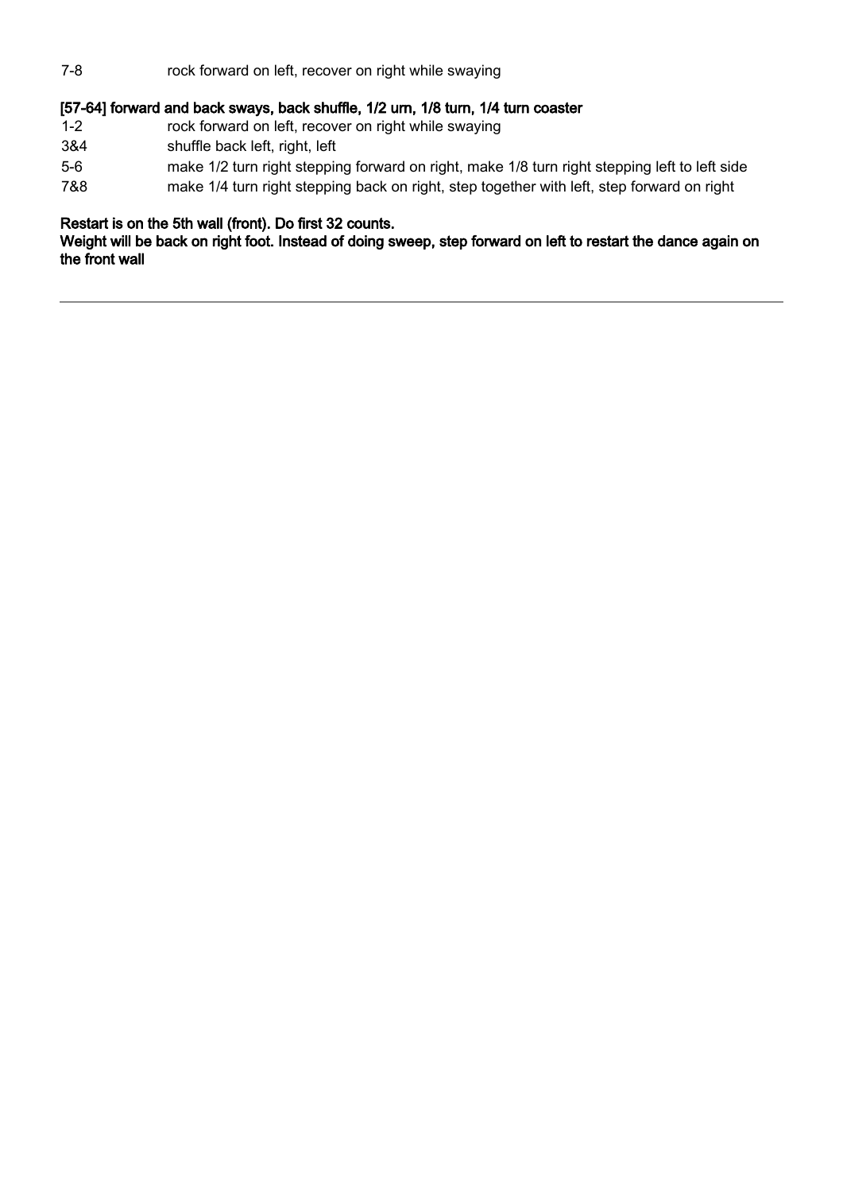7-8 rock forward on left, recover on right while swaying

**[57-64] forward and back sways, back shuffle, 1/2 urn, 1/8 turn, 1/4 turn coaster**

| | |
|---|---|
| 1-2 | rock forward on left, recover on right while swaying |
| 3&4 | shuffle back left, right, left |
| 5-6 | make 1/2 turn right stepping forward on right, make 1/8 turn right stepping left to left side |
| 7&8 | make 1/4 turn right stepping back on right, step together with left, step forward on right |

**Restart is on the 5th wall (front). Do first 32 counts.**
**Weight will be back on right foot. Instead of doing sweep, step forward on left to restart the dance again on the front wall**

---